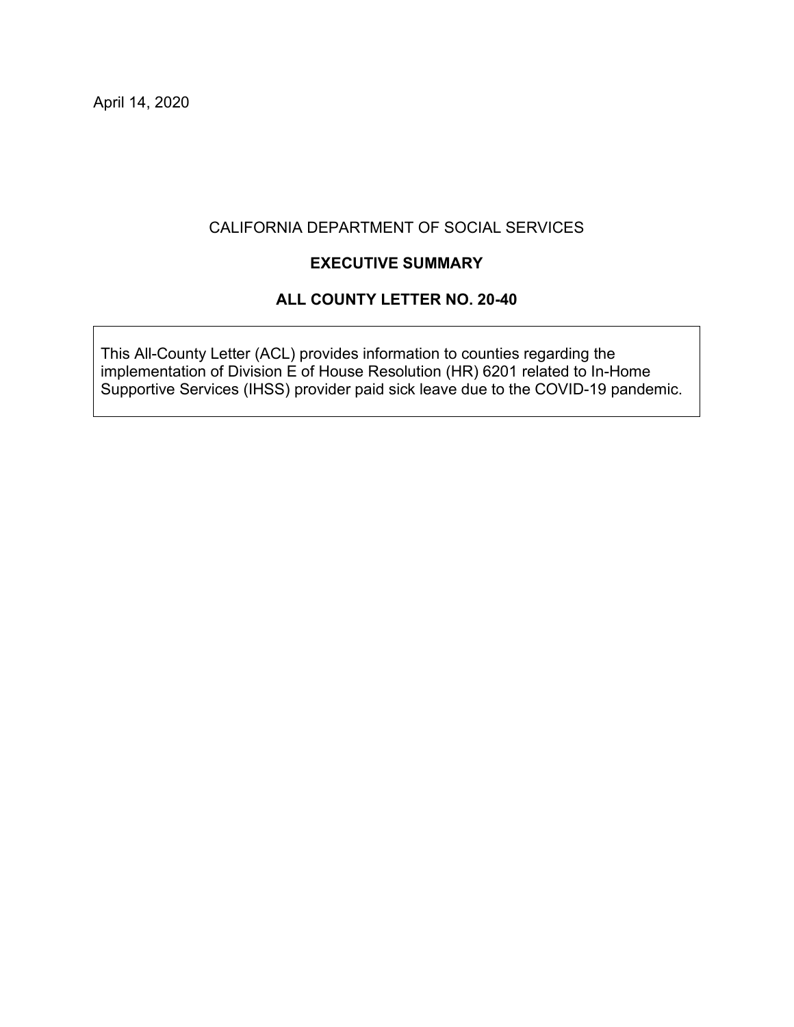April 14, 2020

CALIFORNIA DEPARTMENT OF SOCIAL SERVICES

**EXECUTIVE SUMMARY**

**ALL COUNTY LETTER NO. 20-40**

This All-County Letter (ACL) provides information to counties regarding the implementation of Division E of House Resolution (HR) 6201 related to In-Home Supportive Services (IHSS) provider paid sick leave due to the COVID-19 pandemic.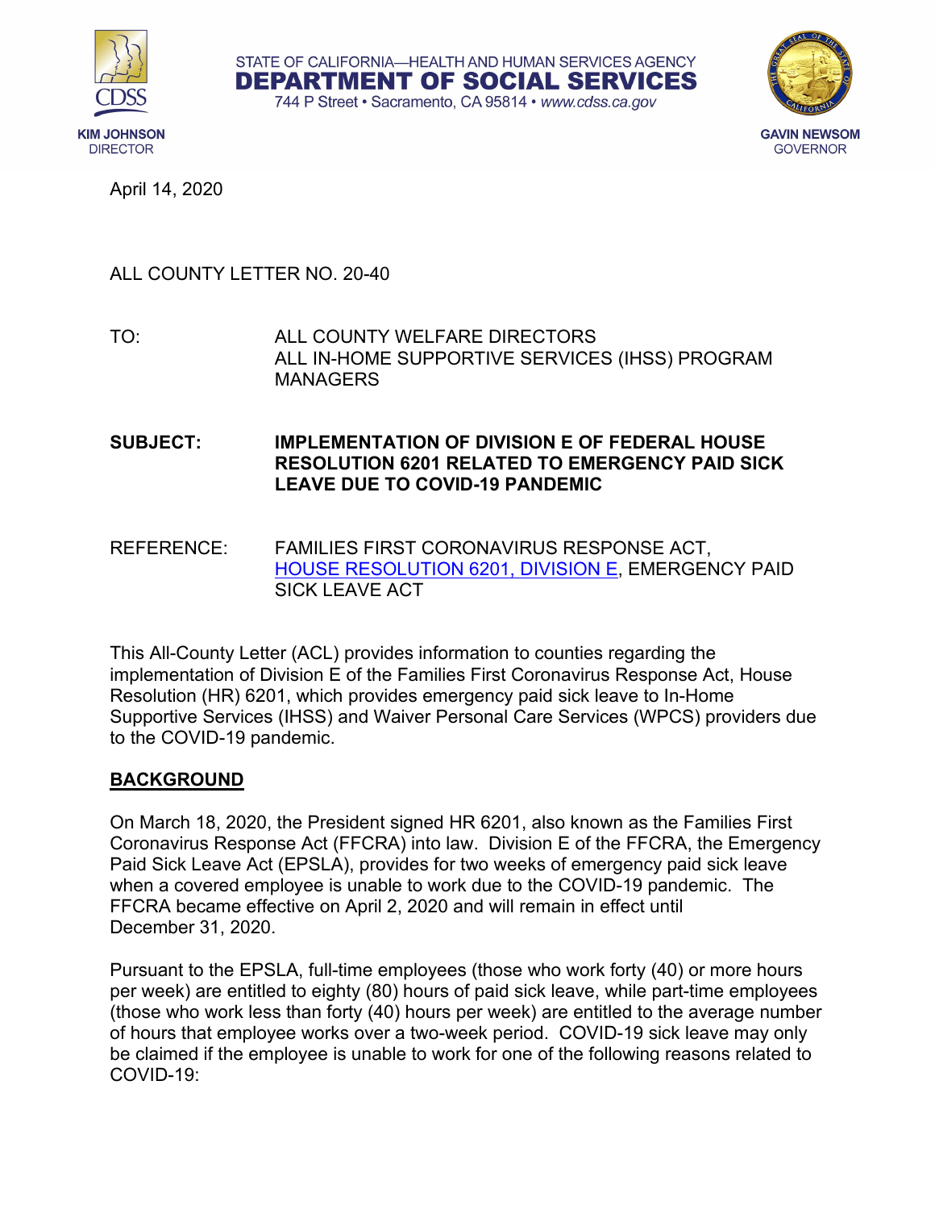STATE OF CALIFORNIA—HEALTH AND HUMAN SERVICES AGENCY
**DEPARTMENT OF SOCIAL SERVICES**
744 P Street • Sacramento, CA 95814 • *www.cdss.ca.gov*

KIM JOHNSON
DIRECTOR

GAVIN NEWSOM
GOVERNOR

April 14, 2020

ALL COUNTY LETTER NO. 20-40

TO: ALL COUNTY WELFARE DIRECTORS
ALL IN-HOME SUPPORTIVE SERVICES (IHSS) PROGRAM MANAGERS

**SUBJECT: IMPLEMENTATION OF DIVISION E OF FEDERAL HOUSE RESOLUTION 6201 RELATED TO EMERGENCY PAID SICK LEAVE DUE TO COVID-19 PANDEMIC**

REFERENCE: FAMILIES FIRST CORONAVIRUS RESPONSE ACT, HOUSE RESOLUTION 6201, DIVISION E, EMERGENCY PAID SICK LEAVE ACT

This All-County Letter (ACL) provides information to counties regarding the implementation of Division E of the Families First Coronavirus Response Act, House Resolution (HR) 6201, which provides emergency paid sick leave to In-Home Supportive Services (IHSS) and Waiver Personal Care Services (WPCS) providers due to the COVID-19 pandemic.

## BACKGROUND

On March 18, 2020, the President signed HR 6201, also known as the Families First Coronavirus Response Act (FFCRA) into law. Division E of the FFCRA, the Emergency Paid Sick Leave Act (EPSLA), provides for two weeks of emergency paid sick leave when a covered employee is unable to work due to the COVID-19 pandemic. The FFCRA became effective on April 2, 2020 and will remain in effect until December 31, 2020.

Pursuant to the EPSLA, full-time employees (those who work forty (40) or more hours per week) are entitled to eighty (80) hours of paid sick leave, while part-time employees (those who work less than forty (40) hours per week) are entitled to the average number of hours that employee works over a two-week period. COVID-19 sick leave may only be claimed if the employee is unable to work for one of the following reasons related to COVID-19: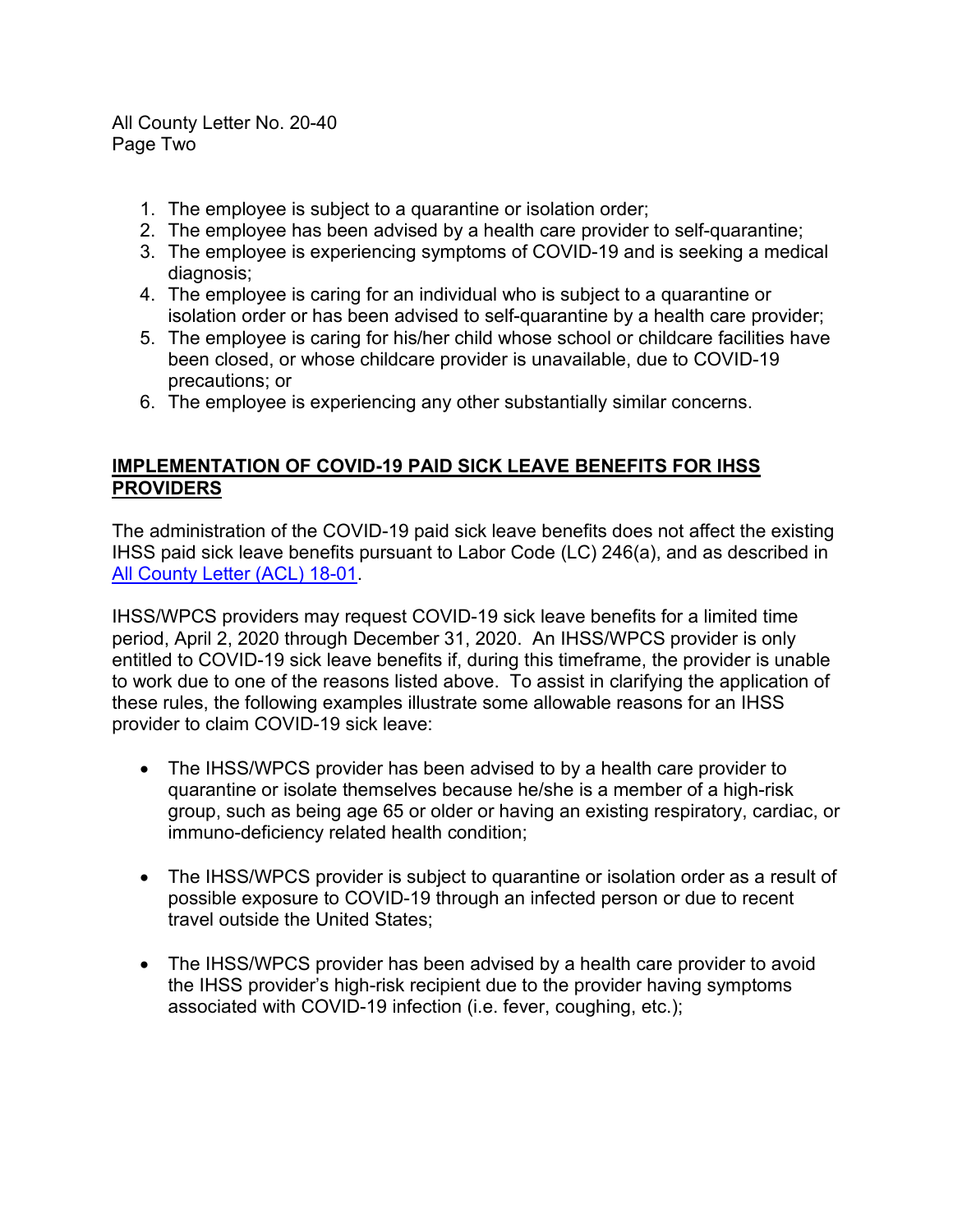1. The employee is subject to a quarantine or isolation order;
2. The employee has been advised by a health care provider to self-quarantine;
3. The employee is experiencing symptoms of COVID-19 and is seeking a medical diagnosis;
4. The employee is caring for an individual who is subject to a quarantine or isolation order or has been advised to self-quarantine by a health care provider;
5. The employee is caring for his/her child whose school or childcare facilities have been closed, or whose childcare provider is unavailable, due to COVID-19 precautions; or
6. The employee is experiencing any other substantially similar concerns.

## IMPLEMENTATION OF COVID-19 PAID SICK LEAVE BENEFITS FOR IHSS PROVIDERS

The administration of the COVID-19 paid sick leave benefits does not affect the existing IHSS paid sick leave benefits pursuant to Labor Code (LC) 246(a), and as described in All County Letter (ACL) 18-01.

IHSS/WPCS providers may request COVID-19 sick leave benefits for a limited time period, April 2, 2020 through December 31, 2020. An IHSS/WPCS provider is only entitled to COVID-19 sick leave benefits if, during this timeframe, the provider is unable to work due to one of the reasons listed above. To assist in clarifying the application of these rules, the following examples illustrate some allowable reasons for an IHSS provider to claim COVID-19 sick leave:

- The IHSS/WPCS provider has been advised to by a health care provider to quarantine or isolate themselves because he/she is a member of a high-risk group, such as being age 65 or older or having an existing respiratory, cardiac, or immuno-deficiency related health condition;

- The IHSS/WPCS provider is subject to quarantine or isolation order as a result of possible exposure to COVID-19 through an infected person or due to recent travel outside the United States;

- The IHSS/WPCS provider has been advised by a health care provider to avoid the IHSS provider's high-risk recipient due to the provider having symptoms associated with COVID-19 infection (i.e. fever, coughing, etc.);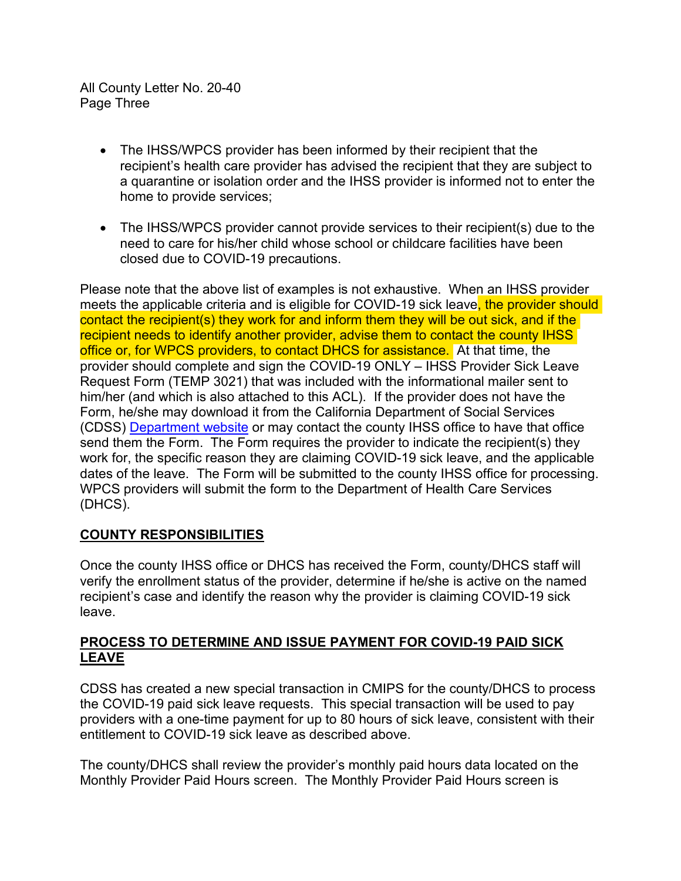- The IHSS/WPCS provider has been informed by their recipient that the recipient's health care provider has advised the recipient that they are subject to a quarantine or isolation order and the IHSS provider is informed not to enter the home to provide services;
- The IHSS/WPCS provider cannot provide services to their recipient(s) due to the need to care for his/her child whose school or childcare facilities have been closed due to COVID-19 precautions.

Please note that the above list of examples is not exhaustive. When an IHSS provider meets the applicable criteria and is eligible for COVID-19 sick leave, the provider should contact the recipient(s) they work for and inform them they will be out sick, and if the recipient needs to identify another provider, advise them to contact the county IHSS office or, for WPCS providers, to contact DHCS for assistance. At that time, the provider should complete and sign the COVID-19 ONLY – IHSS Provider Sick Leave Request Form (TEMP 3021) that was included with the informational mailer sent to him/her (and which is also attached to this ACL). If the provider does not have the Form, he/she may download it from the California Department of Social Services (CDSS) Department website or may contact the county IHSS office to have that office send them the Form. The Form requires the provider to indicate the recipient(s) they work for, the specific reason they are claiming COVID-19 sick leave, and the applicable dates of the leave. The Form will be submitted to the county IHSS office for processing. WPCS providers will submit the form to the Department of Health Care Services (DHCS).

## COUNTY RESPONSIBILITIES

Once the county IHSS office or DHCS has received the Form, county/DHCS staff will verify the enrollment status of the provider, determine if he/she is active on the named recipient's case and identify the reason why the provider is claiming COVID-19 sick leave.

## PROCESS TO DETERMINE AND ISSUE PAYMENT FOR COVID-19 PAID SICK LEAVE

CDSS has created a new special transaction in CMIPS for the county/DHCS to process the COVID-19 paid sick leave requests. This special transaction will be used to pay providers with a one-time payment for up to 80 hours of sick leave, consistent with their entitlement to COVID-19 sick leave as described above.

The county/DHCS shall review the provider's monthly paid hours data located on the Monthly Provider Paid Hours screen. The Monthly Provider Paid Hours screen is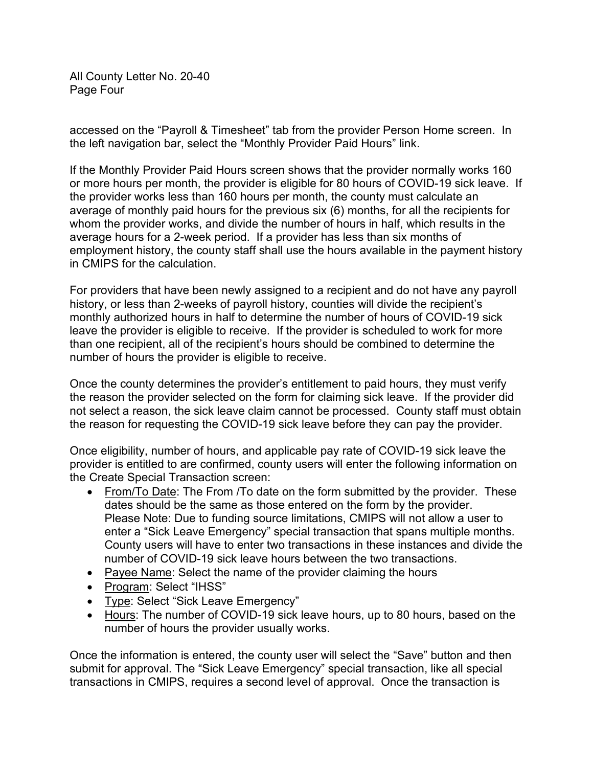accessed on the "Payroll & Timesheet" tab from the provider Person Home screen. In the left navigation bar, select the "Monthly Provider Paid Hours" link.

If the Monthly Provider Paid Hours screen shows that the provider normally works 160 or more hours per month, the provider is eligible for 80 hours of COVID-19 sick leave. If the provider works less than 160 hours per month, the county must calculate an average of monthly paid hours for the previous six (6) months, for all the recipients for whom the provider works, and divide the number of hours in half, which results in the average hours for a 2-week period. If a provider has less than six months of employment history, the county staff shall use the hours available in the payment history in CMIPS for the calculation.

For providers that have been newly assigned to a recipient and do not have any payroll history, or less than 2-weeks of payroll history, counties will divide the recipient's monthly authorized hours in half to determine the number of hours of COVID-19 sick leave the provider is eligible to receive. If the provider is scheduled to work for more than one recipient, all of the recipient's hours should be combined to determine the number of hours the provider is eligible to receive.

Once the county determines the provider's entitlement to paid hours, they must verify the reason the provider selected on the form for claiming sick leave. If the provider did not select a reason, the sick leave claim cannot be processed. County staff must obtain the reason for requesting the COVID-19 sick leave before they can pay the provider.

Once eligibility, number of hours, and applicable pay rate of COVID-19 sick leave the provider is entitled to are confirmed, county users will enter the following information on the Create Special Transaction screen:

- <u>From/To Date</u>: The From /To date on the form submitted by the provider. These dates should be the same as those entered on the form by the provider. Please Note: Due to funding source limitations, CMIPS will not allow a user to enter a "Sick Leave Emergency" special transaction that spans multiple months. County users will have to enter two transactions in these instances and divide the number of COVID-19 sick leave hours between the two transactions.
- <u>Payee Name</u>: Select the name of the provider claiming the hours
- <u>Program</u>: Select "IHSS"
- <u>Type</u>: Select "Sick Leave Emergency"
- <u>Hours</u>: The number of COVID-19 sick leave hours, up to 80 hours, based on the number of hours the provider usually works.

Once the information is entered, the county user will select the "Save" button and then submit for approval. The "Sick Leave Emergency" special transaction, like all special transactions in CMIPS, requires a second level of approval. Once the transaction is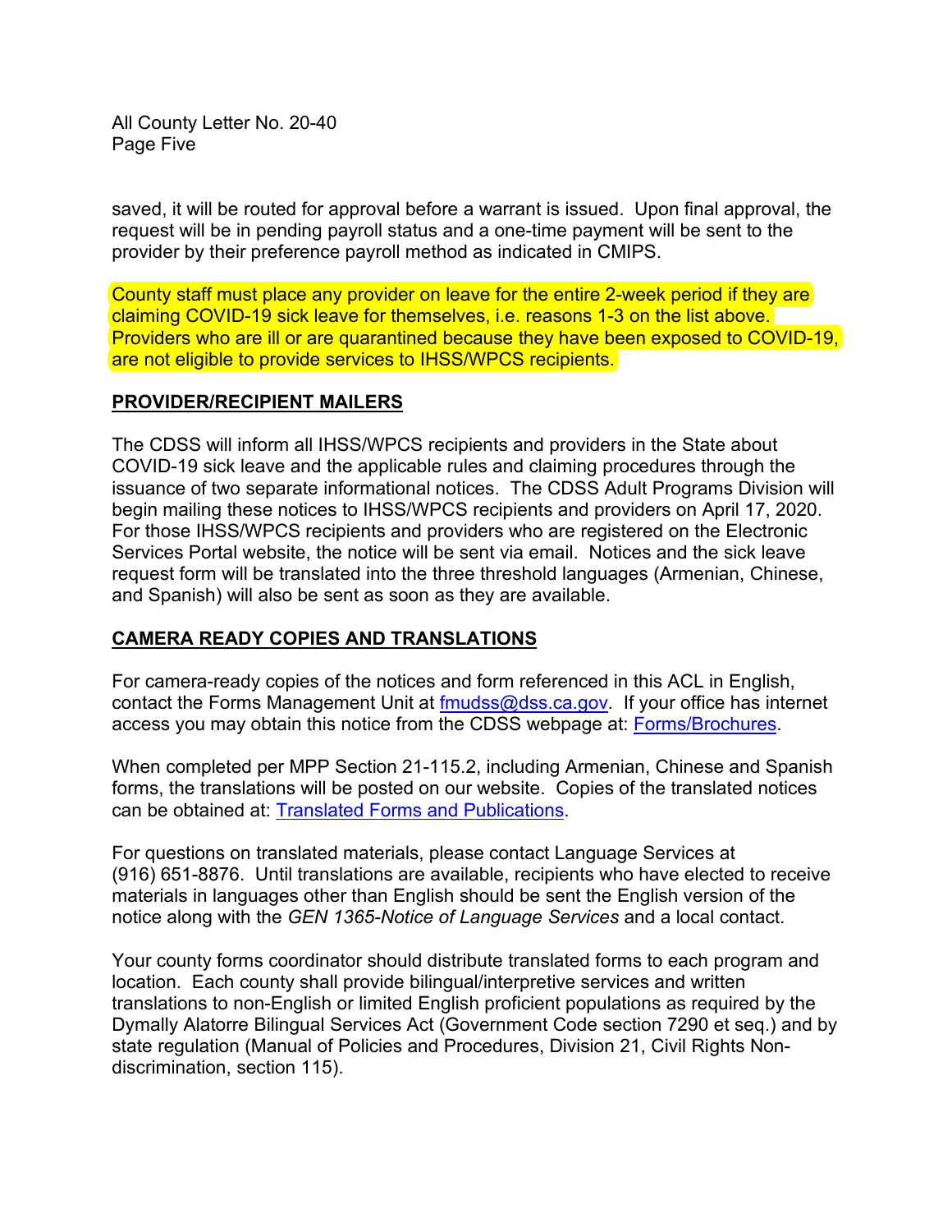saved, it will be routed for approval before a warrant is issued. Upon final approval, the request will be in pending payroll status and a one-time payment will be sent to the provider by their preference payroll method as indicated in CMIPS.

County staff must place any provider on leave for the entire 2-week period if they are claiming COVID-19 sick leave for themselves, i.e. reasons 1-3 on the list above. Providers who are ill or are quarantined because they have been exposed to COVID-19, are not eligible to provide services to IHSS/WPCS recipients.

## PROVIDER/RECIPIENT MAILERS

The CDSS will inform all IHSS/WPCS recipients and providers in the State about COVID-19 sick leave and the applicable rules and claiming procedures through the issuance of two separate informational notices. The CDSS Adult Programs Division will begin mailing these notices to IHSS/WPCS recipients and providers on April 17, 2020. For those IHSS/WPCS recipients and providers who are registered on the Electronic Services Portal website, the notice will be sent via email. Notices and the sick leave request form will be translated into the three threshold languages (Armenian, Chinese, and Spanish) will also be sent as soon as they are available.

## CAMERA READY COPIES AND TRANSLATIONS

For camera-ready copies of the notices and form referenced in this ACL in English, contact the Forms Management Unit at fmudss@dss.ca.gov. If your office has internet access you may obtain this notice from the CDSS webpage at: Forms/Brochures.

When completed per MPP Section 21-115.2, including Armenian, Chinese and Spanish forms, the translations will be posted on our website. Copies of the translated notices can be obtained at: Translated Forms and Publications.

For questions on translated materials, please contact Language Services at (916) 651-8876. Until translations are available, recipients who have elected to receive materials in languages other than English should be sent the English version of the notice along with the *GEN 1365-Notice of Language Services* and a local contact.

Your county forms coordinator should distribute translated forms to each program and location. Each county shall provide bilingual/interpretive services and written translations to non-English or limited English proficient populations as required by the Dymally Alatorre Bilingual Services Act (Government Code section 7290 et seq.) and by state regulation (Manual of Policies and Procedures, Division 21, Civil Rights Non-discrimination, section 115).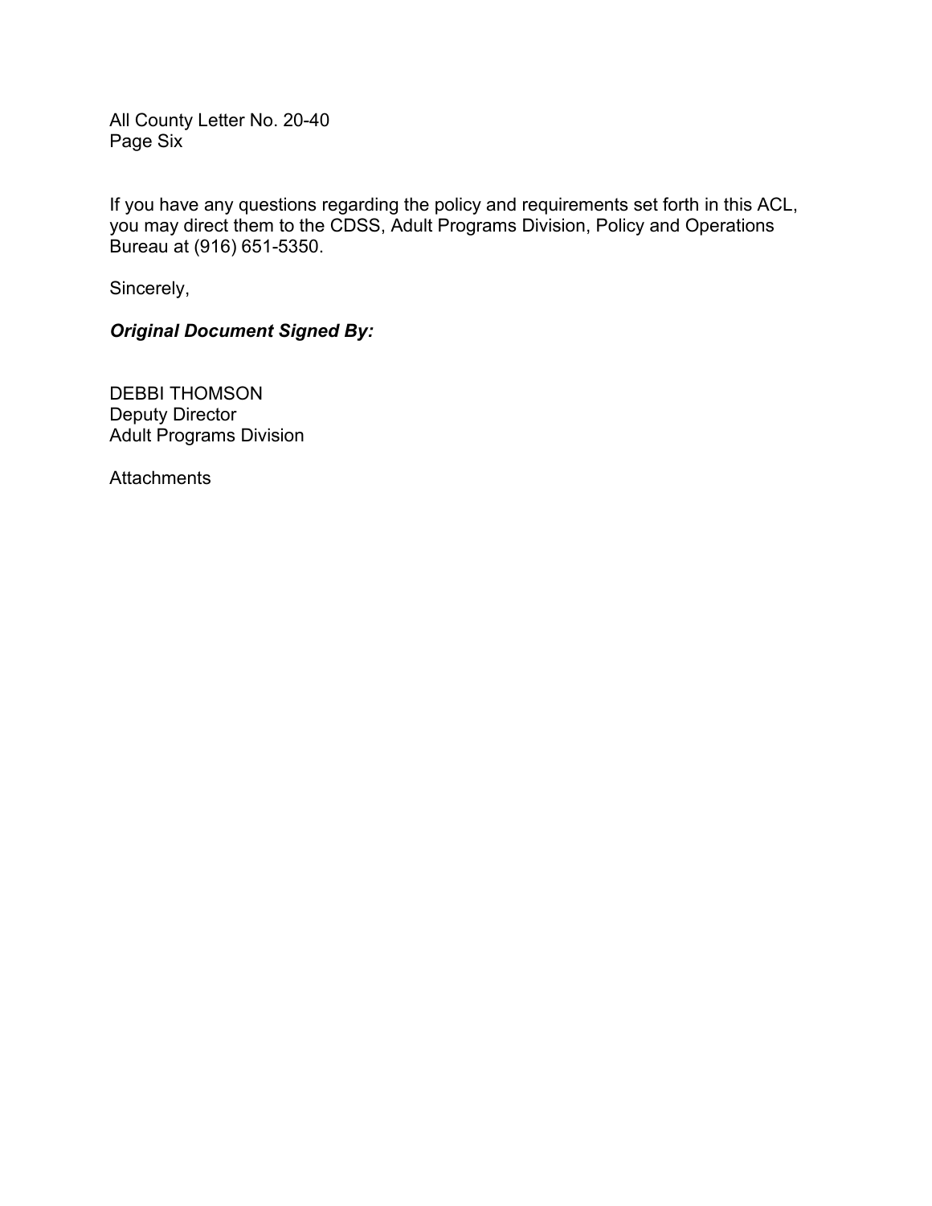If you have any questions regarding the policy and requirements set forth in this ACL, you may direct them to the CDSS, Adult Programs Division, Policy and Operations Bureau at (916) 651-5350.

Sincerely,

***Original Document Signed By:***

DEBBI THOMSON  
Deputy Director  
Adult Programs Division

Attachments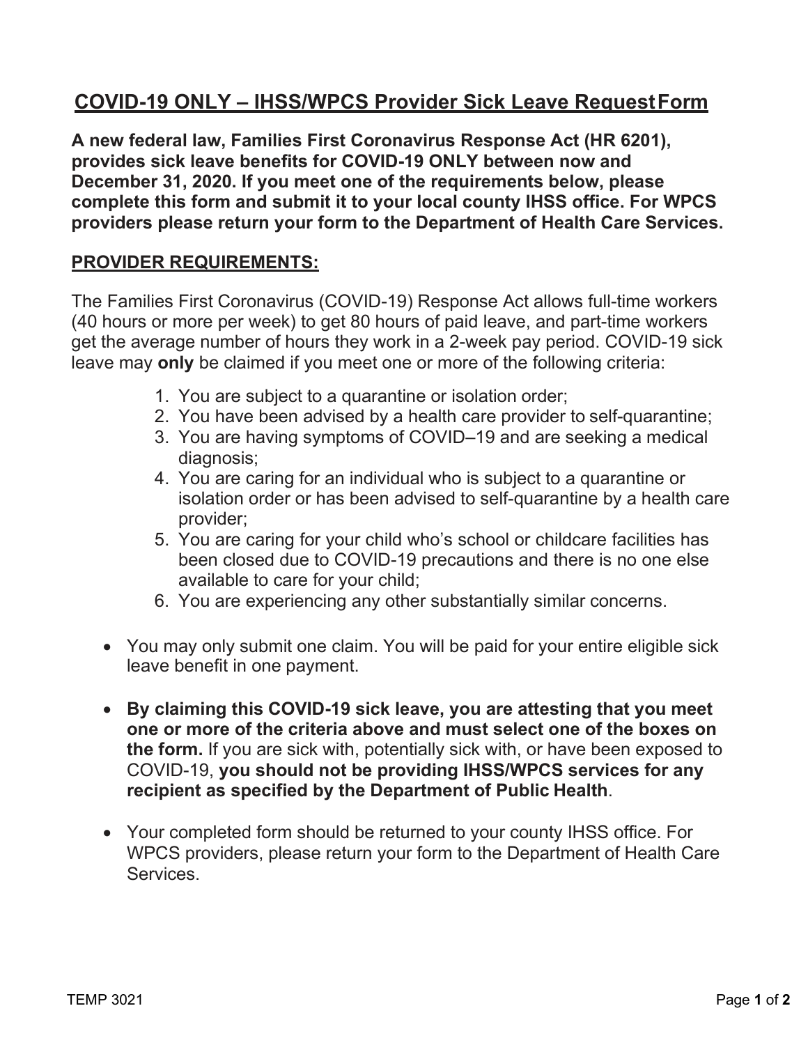# COVID-19 ONLY – IHSS/WPCS Provider Sick Leave Request Form

**A new federal law, Families First Coronavirus Response Act (HR 6201), provides sick leave benefits for COVID-19 ONLY between now and December 31, 2020. If you meet one of the requirements below, please complete this form and submit it to your local county IHSS office. For WPCS providers please return your form to the Department of Health Care Services.**

## PROVIDER REQUIREMENTS:

The Families First Coronavirus (COVID-19) Response Act allows full-time workers (40 hours or more per week) to get 80 hours of paid leave, and part-time workers get the average number of hours they work in a 2-week pay period. COVID-19 sick leave may **only** be claimed if you meet one or more of the following criteria:

1. You are subject to a quarantine or isolation order;
2. You have been advised by a health care provider to self-quarantine;
3. You are having symptoms of COVID–19 and are seeking a medical diagnosis;
4. You are caring for an individual who is subject to a quarantine or isolation order or has been advised to self-quarantine by a health care provider;
5. You are caring for your child who's school or childcare facilities has been closed due to COVID-19 precautions and there is no one else available to care for your child;
6. You are experiencing any other substantially similar concerns.

- You may only submit one claim. You will be paid for your entire eligible sick leave benefit in one payment.
- **By claiming this COVID-19 sick leave, you are attesting that you meet one or more of the criteria above and must select one of the boxes on the form.** If you are sick with, potentially sick with, or have been exposed to COVID-19, **you should not be providing IHSS/WPCS services for any recipient as specified by the Department of Public Health**.
- Your completed form should be returned to your county IHSS office. For WPCS providers, please return your form to the Department of Health Care Services.

TEMP 3021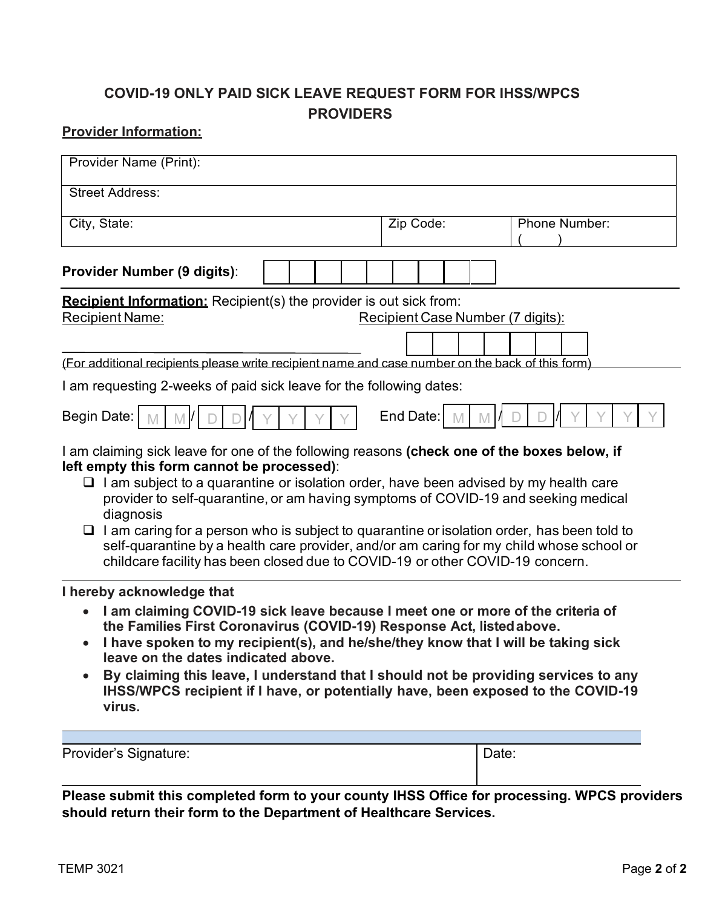## COVID-19 ONLY PAID SICK LEAVE REQUEST FORM FOR IHSS/WPCS PROVIDERS

**Provider Information:**

| Provider Name (Print): | | |
|---|---|---|
| Street Address: | | |
| City, State: | Zip Code: | Phone Number: ( ) |

**Provider Number (9 digits)**: | | | | | | | | | |

**Recipient Information:** Recipient(s) the provider is out sick from:

Recipient Name: ______________________________ Recipient Case Number (7 digits): | | | | | | | |

(For additional recipients please write recipient name and case number on the back of this form)

I am requesting 2-weeks of paid sick leave for the following dates:

Begin Date: M M / D D / Y Y Y Y End Date: M M / D D / Y Y Y Y

I am claiming sick leave for one of the following reasons **(check one of the boxes below, if left empty this form cannot be processed)**:

- ❑ I am subject to a quarantine or isolation order, have been advised by my health care provider to self-quarantine, or am having symptoms of COVID-19 and seeking medical diagnosis
- ❑ I am caring for a person who is subject to quarantine or isolation order, has been told to self-quarantine by a health care provider, and/or am caring for my child whose school or childcare facility has been closed due to COVID-19 or other COVID-19 concern.

**I hereby acknowledge that**

- **I am claiming COVID-19 sick leave because I meet one or more of the criteria of the Families First Coronavirus (COVID-19) Response Act, listed above.**
- **I have spoken to my recipient(s), and he/she/they know that I will be taking sick leave on the dates indicated above.**
- **By claiming this leave, I understand that I should not be providing services to any IHSS/WPCS recipient if I have, or potentially have, been exposed to the COVID-19 virus.**

| Provider's Signature: | Date: |
|---|---|

**Please submit this completed form to your county IHSS Office for processing. WPCS providers should return their form to the Department of Healthcare Services.**

TEMP 3021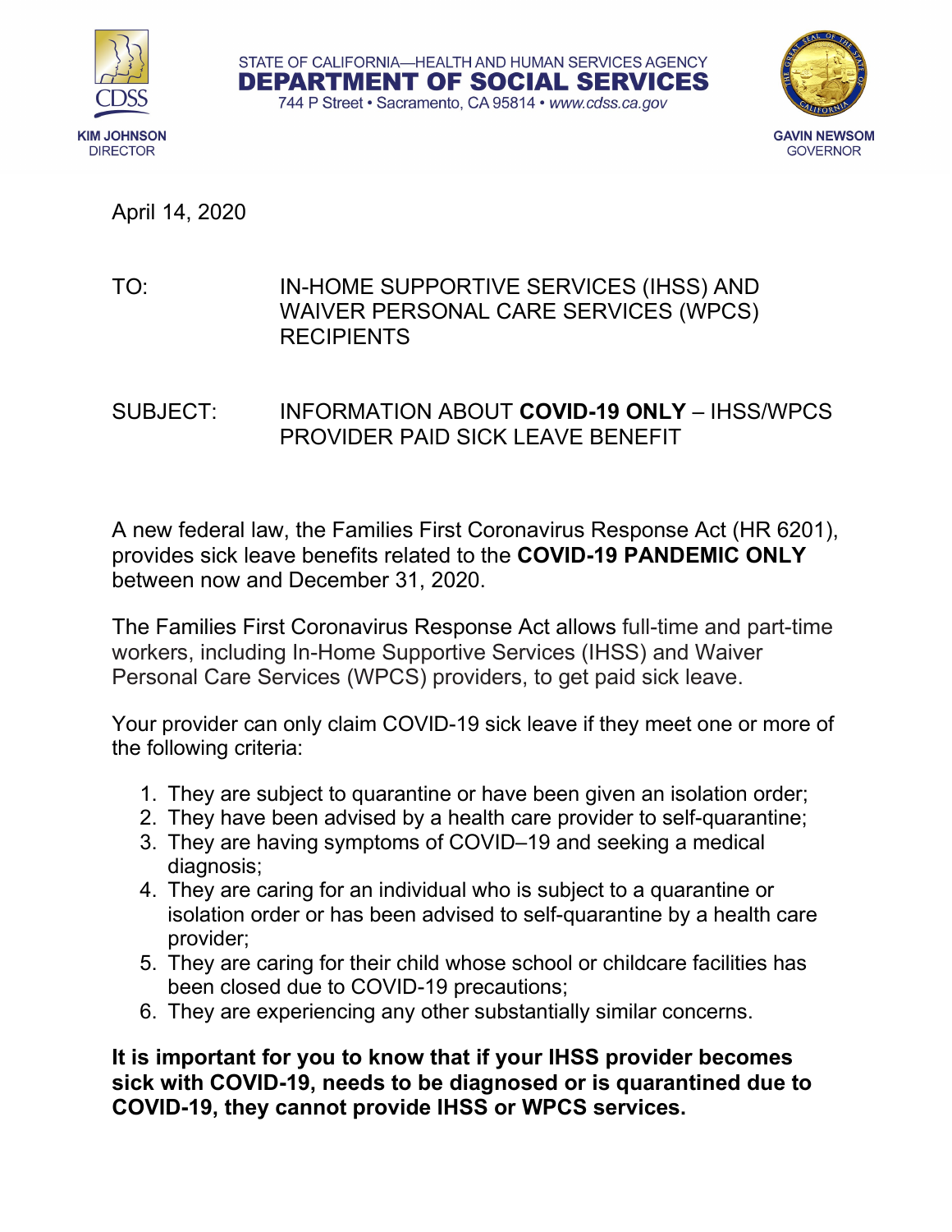STATE OF CALIFORNIA—HEALTH AND HUMAN SERVICES AGENCY

**DEPARTMENT OF SOCIAL SERVICES**

744 P Street • Sacramento, CA 95814 • *www.cdss.ca.gov*

CDSS

**KIM JOHNSON**
DIRECTOR

**GAVIN NEWSOM**
GOVERNOR

April 14, 2020

TO: IN-HOME SUPPORTIVE SERVICES (IHSS) AND WAIVER PERSONAL CARE SERVICES (WPCS) RECIPIENTS

SUBJECT: INFORMATION ABOUT **COVID-19 ONLY** – IHSS/WPCS PROVIDER PAID SICK LEAVE BENEFIT

A new federal law, the Families First Coronavirus Response Act (HR 6201), provides sick leave benefits related to the **COVID-19 PANDEMIC ONLY** between now and December 31, 2020.

The Families First Coronavirus Response Act allows full-time and part-time workers, including In-Home Supportive Services (IHSS) and Waiver Personal Care Services (WPCS) providers, to get paid sick leave.

Your provider can only claim COVID-19 sick leave if they meet one or more of the following criteria:

1. They are subject to quarantine or have been given an isolation order;
2. They have been advised by a health care provider to self-quarantine;
3. They are having symptoms of COVID–19 and seeking a medical diagnosis;
4. They are caring for an individual who is subject to a quarantine or isolation order or has been advised to self-quarantine by a health care provider;
5. They are caring for their child whose school or childcare facilities has been closed due to COVID-19 precautions;
6. They are experiencing any other substantially similar concerns.

**It is important for you to know that if your IHSS provider becomes sick with COVID-19, needs to be diagnosed or is quarantined due to COVID-19, they cannot provide IHSS or WPCS services.**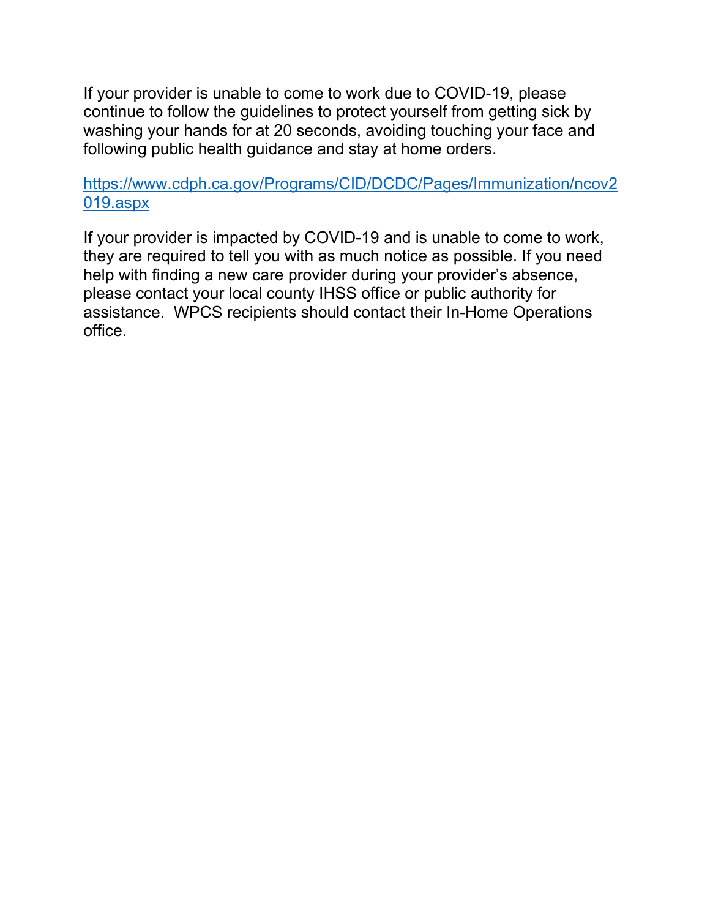If your provider is unable to come to work due to COVID-19, please continue to follow the guidelines to protect yourself from getting sick by washing your hands for at 20 seconds, avoiding touching your face and following public health guidance and stay at home orders.

[https://www.cdph.ca.gov/Programs/CID/DCDC/Pages/Immunization/ncov2019.aspx](https://www.cdph.ca.gov/Programs/CID/DCDC/Pages/Immunization/ncov2019.aspx)

If your provider is impacted by COVID-19 and is unable to come to work, they are required to tell you with as much notice as possible. If you need help with finding a new care provider during your provider's absence, please contact your local county IHSS office or public authority for assistance. WPCS recipients should contact their In-Home Operations office.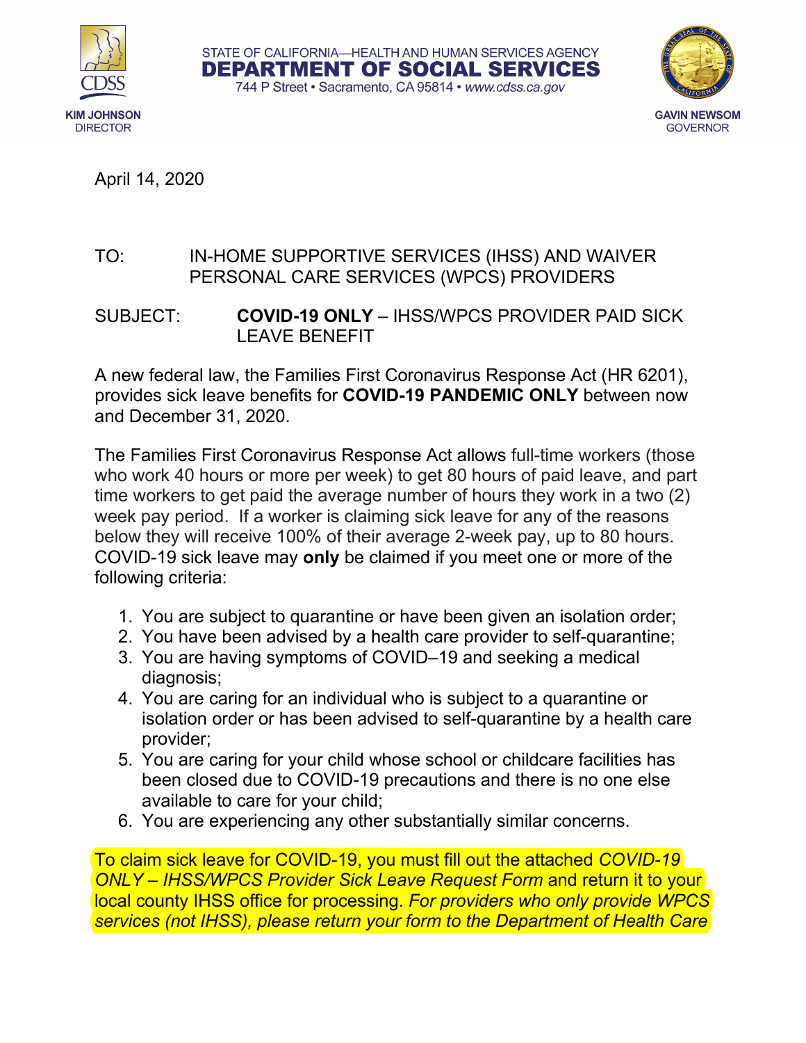STATE OF CALIFORNIA—HEALTH AND HUMAN SERVICES AGENCY

**DEPARTMENT OF SOCIAL SERVICES**

744 P Street • Sacramento, CA 95814 • *www.cdss.ca.gov*

**KIM JOHNSON**
DIRECTOR

**GAVIN NEWSOM**
GOVERNOR

April 14, 2020

TO: IN-HOME SUPPORTIVE SERVICES (IHSS) AND WAIVER PERSONAL CARE SERVICES (WPCS) PROVIDERS

SUBJECT: **COVID-19 ONLY** – IHSS/WPCS PROVIDER PAID SICK LEAVE BENEFIT

A new federal law, the Families First Coronavirus Response Act (HR 6201), provides sick leave benefits for **COVID-19 PANDEMIC ONLY** between now and December 31, 2020.

The Families First Coronavirus Response Act allows full-time workers (those who work 40 hours or more per week) to get 80 hours of paid leave, and part time workers to get paid the average number of hours they work in a two (2) week pay period. If a worker is claiming sick leave for any of the reasons below they will receive 100% of their average 2-week pay, up to 80 hours. COVID-19 sick leave may **only** be claimed if you meet one or more of the following criteria:

1. You are subject to quarantine or have been given an isolation order;
2. You have been advised by a health care provider to self-quarantine;
3. You are having symptoms of COVID–19 and seeking a medical diagnosis;
4. You are caring for an individual who is subject to a quarantine or isolation order or has been advised to self-quarantine by a health care provider;
5. You are caring for your child whose school or childcare facilities has been closed due to COVID-19 precautions and there is no one else available to care for your child;
6. You are experiencing any other substantially similar concerns.

To claim sick leave for COVID-19, you must fill out the attached *COVID-19 ONLY – IHSS/WPCS Provider Sick Leave Request Form* and return it to your local county IHSS office for processing. *For providers who only provide WPCS services (not IHSS), please return your form to the Department of Health Care*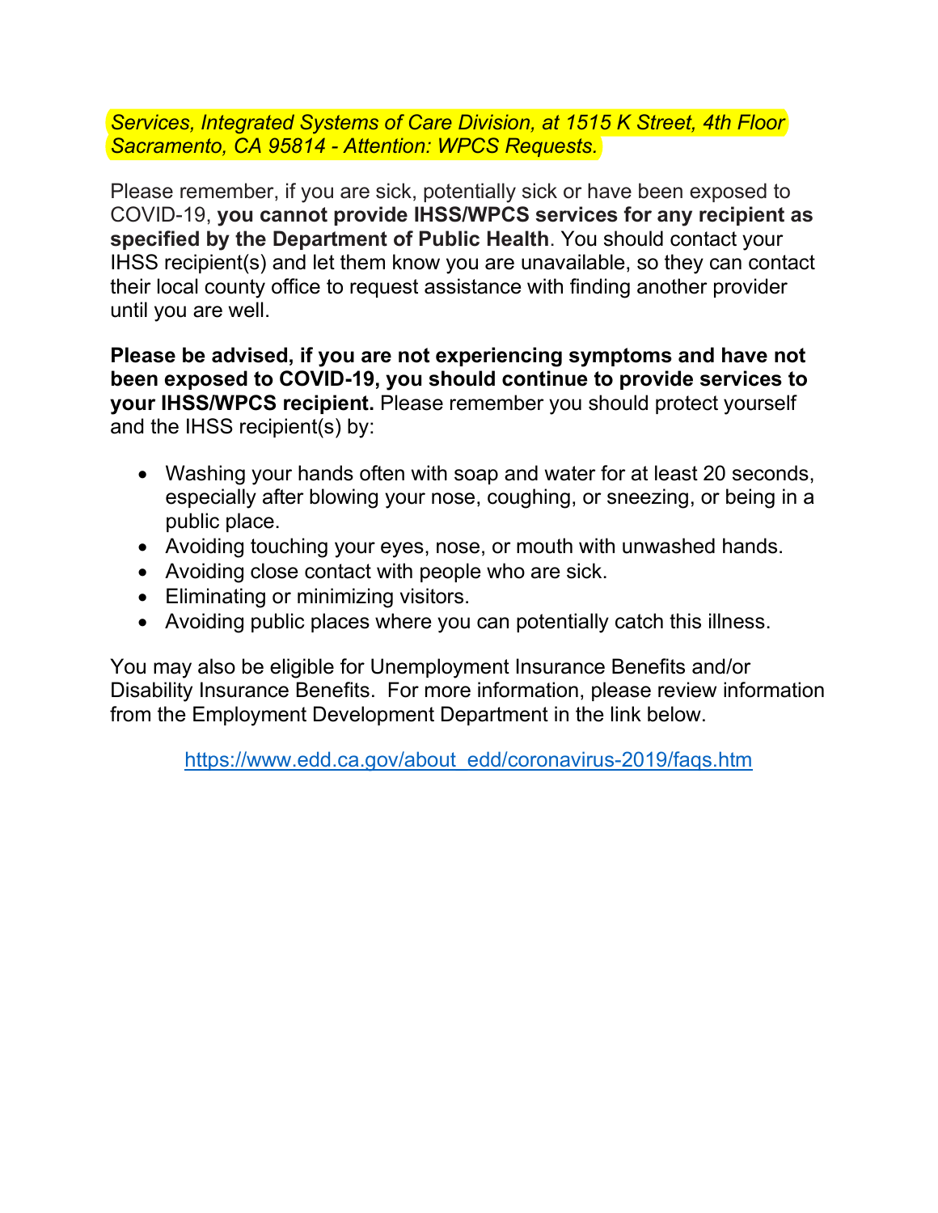*Services, Integrated Systems of Care Division, at 1515 K Street, 4th Floor Sacramento, CA 95814 - Attention: WPCS Requests.*

Please remember, if you are sick, potentially sick or have been exposed to COVID-19, **you cannot provide IHSS/WPCS services for any recipient as specified by the Department of Public Health**. You should contact your IHSS recipient(s) and let them know you are unavailable, so they can contact their local county office to request assistance with finding another provider until you are well.

**Please be advised, if you are not experiencing symptoms and have not been exposed to COVID-19, you should continue to provide services to your IHSS/WPCS recipient.** Please remember you should protect yourself and the IHSS recipient(s) by:

- Washing your hands often with soap and water for at least 20 seconds, especially after blowing your nose, coughing, or sneezing, or being in a public place.
- Avoiding touching your eyes, nose, or mouth with unwashed hands.
- Avoiding close contact with people who are sick.
- Eliminating or minimizing visitors.
- Avoiding public places where you can potentially catch this illness.

You may also be eligible for Unemployment Insurance Benefits and/or Disability Insurance Benefits. For more information, please review information from the Employment Development Department in the link below.

https://www.edd.ca.gov/about_edd/coronavirus-2019/faqs.htm